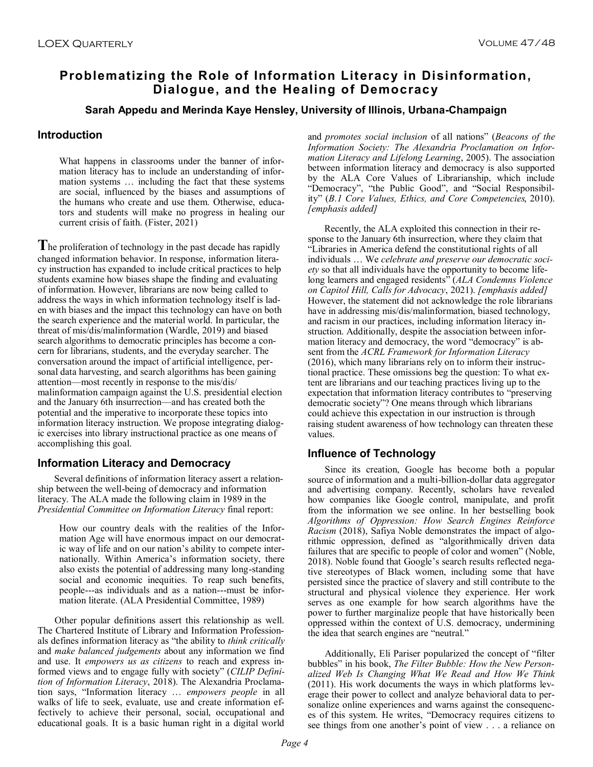# Problematizing the Role of Information Literacy in Disinformation, Dialogue, and the Healing of Democracy

**Sarah Appedu and Merinda Kaye Hensley, University of Illinois, Urbana-Champaign**

## Introduction

> What happens in classrooms under the banner of information literacy has to include an understanding of information systems … including the fact that these systems are social, influenced by the biases and assumptions of the humans who create and use them. Otherwise, educators and students will make no progress in healing our current crisis of faith. (Fister, 2021)

The proliferation of technology in the past decade has rapidly changed information behavior. In response, information literacy instruction has expanded to include critical practices to help students examine how biases shape the finding and evaluating of information. However, librarians are now being called to address the ways in which information technology itself is laden with biases and the impact this technology can have on both the search experience and the material world. In particular, the threat of mis/dis/malinformation (Wardle, 2019) and biased search algorithms to democratic principles has become a concern for librarians, students, and the everyday searcher. The conversation around the impact of artificial intelligence, personal data harvesting, and search algorithms has been gaining attention—most recently in response to the mis/dis/malinformation campaign against the U.S. presidential election and the January 6th insurrection—and has created both the potential and the imperative to incorporate these topics into information literacy instruction. We propose integrating dialogic exercises into library instructional practice as one means of accomplishing this goal.

## Information Literacy and Democracy

Several definitions of information literacy assert a relationship between the well-being of democracy and information literacy. The ALA made the following claim in 1989 in the *Presidential Committee on Information Literacy* final report:

> How our country deals with the realities of the Information Age will have enormous impact on our democratic way of life and on our nation's ability to compete internationally. Within America's information society, there also exists the potential of addressing many long-standing social and economic inequities. To reap such benefits, people---as individuals and as a nation---must be information literate. (ALA Presidential Committee, 1989)

Other popular definitions assert this relationship as well. The Chartered Institute of Library and Information Professionals defines information literacy as "the ability to *think critically* and *make balanced judgements* about any information we find and use. It *empowers us as citizens* to reach and express informed views and to engage fully with society" (*CILIP Definition of Information Literacy*, 2018). The Alexandria Proclamation says, "Information literacy … *empowers people* in all walks of life to seek, evaluate, use and create information effectively to achieve their personal, social, occupational and educational goals. It is a basic human right in a digital world and *promotes social inclusion* of all nations" (*Beacons of the Information Society: The Alexandria Proclamation on Information Literacy and Lifelong Learning*, 2005). The association between information literacy and democracy is also supported by the ALA Core Values of Librarianship, which include "Democracy", "the Public Good", and "Social Responsibility" (*B.1 Core Values, Ethics, and Core Competencies*, 2010). *[emphasis added]*

Recently, the ALA exploited this connection in their response to the January 6th insurrection, where they claim that "Libraries in America defend the constitutional rights of all individuals … We *celebrate and preserve our democratic society* so that all individuals have the opportunity to become lifelong learners and engaged residents" (*ALA Condemns Violence on Capitol Hill, Calls for Advocacy*, 2021). *[emphasis added]* However, the statement did not acknowledge the role librarians have in addressing mis/dis/malinformation, biased technology, and racism in our practices, including information literacy instruction. Additionally, despite the association between information literacy and democracy, the word "democracy" is absent from the *ACRL Framework for Information Literacy* (2016), which many librarians rely on to inform their instructional practice. These omissions beg the question: To what extent are librarians and our teaching practices living up to the expectation that information literacy contributes to "preserving democratic society"? One means through which librarians could achieve this expectation in our instruction is through raising student awareness of how technology can threaten these values.

## Influence of Technology

Since its creation, Google has become both a popular source of information and a multi-billion-dollar data aggregator and advertising company. Recently, scholars have revealed how companies like Google control, manipulate, and profit from the information we see online. In her bestselling book *Algorithms of Oppression: How Search Engines Reinforce Racism* (2018), Safiya Noble demonstrates the impact of algorithmic oppression, defined as "algorithmically driven data failures that are specific to people of color and women" (Noble, 2018). Noble found that Google's search results reflected negative stereotypes of Black women, including some that have persisted since the practice of slavery and still contribute to the structural and physical violence they experience. Her work serves as one example for how search algorithms have the power to further marginalize people that have historically been oppressed within the context of U.S. democracy, undermining the idea that search engines are "neutral."

Additionally, Eli Pariser popularized the concept of "filter bubbles" in his book, *The Filter Bubble: How the New Personalized Web Is Changing What We Read and How We Think* (2011). His work documents the ways in which platforms leverage their power to collect and analyze behavioral data to personalize online experiences and warns against the consequences of this system. He writes, "Democracy requires citizens to see things from one another's point of view . . . a reliance on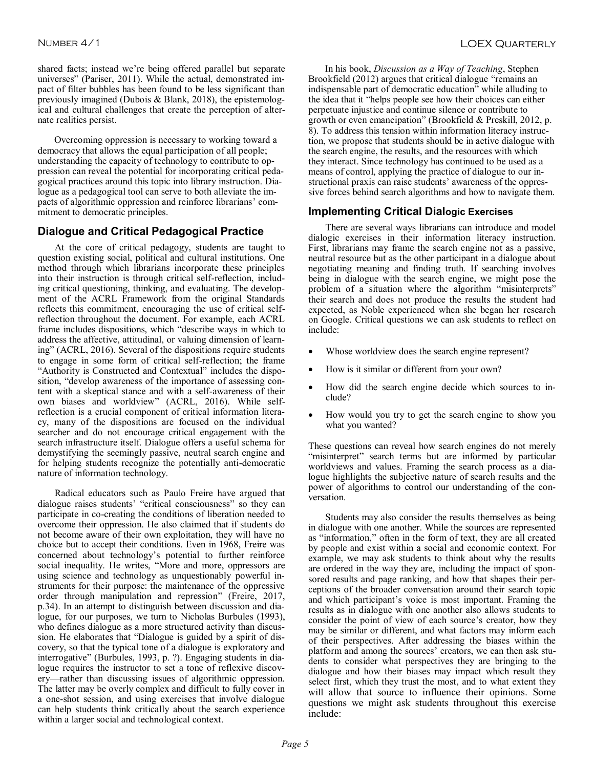shared facts; instead we're being offered parallel but separate universes" (Pariser, 2011). While the actual, demonstrated impact of filter bubbles has been found to be less significant than previously imagined (Dubois & Blank, 2018), the epistemological and cultural challenges that create the perception of alternate realities persist.

Overcoming oppression is necessary to working toward a democracy that allows the equal participation of all people; understanding the capacity of technology to contribute to oppression can reveal the potential for incorporating critical pedagogical practices around this topic into library instruction. Dialogue as a pedagogical tool can serve to both alleviate the impacts of algorithmic oppression and reinforce librarians' commitment to democratic principles.

## Dialogue and Critical Pedagogical Practice

At the core of critical pedagogy, students are taught to question existing social, political and cultural institutions. One method through which librarians incorporate these principles into their instruction is through critical self-reflection, including critical questioning, thinking, and evaluating. The development of the ACRL Framework from the original Standards reflects this commitment, encouraging the use of critical self-reflection throughout the document. For example, each ACRL frame includes dispositions, which "describe ways in which to address the affective, attitudinal, or valuing dimension of learning" (ACRL, 2016). Several of the dispositions require students to engage in some form of critical self-reflection; the frame "Authority is Constructed and Contextual" includes the disposition, "develop awareness of the importance of assessing content with a skeptical stance and with a self-awareness of their own biases and worldview" (ACRL, 2016). While self-reflection is a crucial component of critical information literacy, many of the dispositions are focused on the individual searcher and do not encourage critical engagement with the search infrastructure itself. Dialogue offers a useful schema for demystifying the seemingly passive, neutral search engine and for helping students recognize the potentially anti-democratic nature of information technology.

Radical educators such as Paulo Freire have argued that dialogue raises students' "critical consciousness" so they can participate in co-creating the conditions of liberation needed to overcome their oppression. He also claimed that if students do not become aware of their own exploitation, they will have no choice but to accept their conditions. Even in 1968, Freire was concerned about technology's potential to further reinforce social inequality. He writes, "More and more, oppressors are using science and technology as unquestionably powerful instruments for their purpose: the maintenance of the oppressive order through manipulation and repression" (Freire, 2017, p.34). In an attempt to distinguish between discussion and dialogue, for our purposes, we turn to Nicholas Burbules (1993), who defines dialogue as a more structured activity than discussion. He elaborates that "Dialogue is guided by a spirit of discovery, so that the typical tone of a dialogue is exploratory and interrogative" (Burbules, 1993, p. ?). Engaging students in dialogue requires the instructor to set a tone of reflexive discovery—rather than discussing issues of algorithmic oppression. The latter may be overly complex and difficult to fully cover in a one-shot session, and using exercises that involve dialogue can help students think critically about the search experience within a larger social and technological context.

In his book, *Discussion as a Way of Teaching*, Stephen Brookfield (2012) argues that critical dialogue "remains an indispensable part of democratic education" while alluding to the idea that it "helps people see how their choices can either perpetuate injustice and continue silence or contribute to growth or even emancipation" (Brookfield & Preskill, 2012, p. 8). To address this tension within information literacy instruction, we propose that students should be in active dialogue with the search engine, the results, and the resources with which they interact. Since technology has continued to be used as a means of control, applying the practice of dialogue to our instructional praxis can raise students' awareness of the oppressive forces behind search algorithms and how to navigate them.

## Implementing Critical Dialogic Exercises

There are several ways librarians can introduce and model dialogic exercises in their information literacy instruction. First, librarians may frame the search engine not as a passive, neutral resource but as the other participant in a dialogue about negotiating meaning and finding truth. If searching involves being in dialogue with the search engine, we might pose the problem of a situation where the algorithm "misinterprets" their search and does not produce the results the student had expected, as Noble experienced when she began her research on Google. Critical questions we can ask students to reflect on include:

- Whose worldview does the search engine represent?
- How is it similar or different from your own?
- How did the search engine decide which sources to include?
- How would you try to get the search engine to show you what you wanted?

These questions can reveal how search engines do not merely "misinterpret" search terms but are informed by particular worldviews and values. Framing the search process as a dialogue highlights the subjective nature of search results and the power of algorithms to control our understanding of the conversation.

Students may also consider the results themselves as being in dialogue with one another. While the sources are represented as "information," often in the form of text, they are all created by people and exist within a social and economic context. For example, we may ask students to think about why the results are ordered in the way they are, including the impact of sponsored results and page ranking, and how that shapes their perceptions of the broader conversation around their search topic and which participant's voice is most important. Framing the results as in dialogue with one another also allows students to consider the point of view of each source's creator, how they may be similar or different, and what factors may inform each of their perspectives. After addressing the biases within the platform and among the sources' creators, we can then ask students to consider what perspectives they are bringing to the dialogue and how their biases may impact which result they select first, which they trust the most, and to what extent they will allow that source to influence their opinions. Some questions we might ask students throughout this exercise include: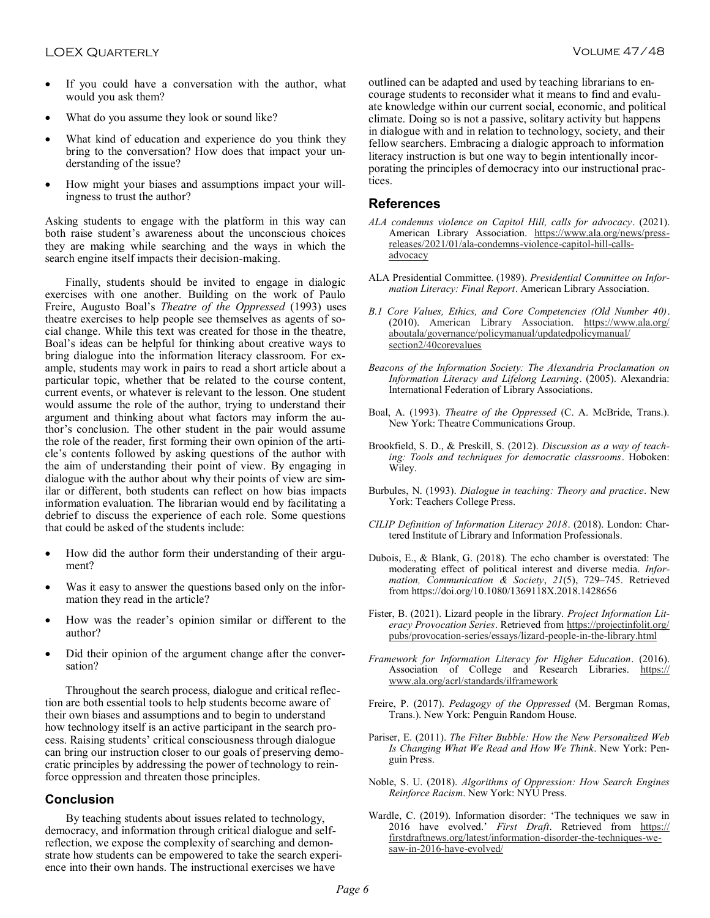- If you could have a conversation with the author, what would you ask them?
- What do you assume they look or sound like?
- What kind of education and experience do you think they bring to the conversation? How does that impact your understanding of the issue?
- How might your biases and assumptions impact your willingness to trust the author?

Asking students to engage with the platform in this way can both raise student's awareness about the unconscious choices they are making while searching and the ways in which the search engine itself impacts their decision-making.

Finally, students should be invited to engage in dialogic exercises with one another. Building on the work of Paulo Freire, Augusto Boal's *Theatre of the Oppressed* (1993) uses theatre exercises to help people see themselves as agents of social change. While this text was created for those in the theatre, Boal's ideas can be helpful for thinking about creative ways to bring dialogue into the information literacy classroom. For example, students may work in pairs to read a short article about a particular topic, whether that be related to the course content, current events, or whatever is relevant to the lesson. One student would assume the role of the author, trying to understand their argument and thinking about what factors may inform the author's conclusion. The other student in the pair would assume the role of the reader, first forming their own opinion of the article's contents followed by asking questions of the author with the aim of understanding their point of view. By engaging in dialogue with the author about why their points of view are similar or different, both students can reflect on how bias impacts information evaluation. The librarian would end by facilitating a debrief to discuss the experience of each role. Some questions that could be asked of the students include:

- How did the author form their understanding of their argument?
- Was it easy to answer the questions based only on the information they read in the article?
- How was the reader's opinion similar or different to the author?
- Did their opinion of the argument change after the conversation?

Throughout the search process, dialogue and critical reflection are both essential tools to help students become aware of their own biases and assumptions and to begin to understand how technology itself is an active participant in the search process. Raising students' critical consciousness through dialogue can bring our instruction closer to our goals of preserving democratic principles by addressing the power of technology to reinforce oppression and threaten those principles.

## Conclusion

By teaching students about issues related to technology, democracy, and information through critical dialogue and self-reflection, we expose the complexity of searching and demonstrate how students can be empowered to take the search experience into their own hands. The instructional exercises we have outlined can be adapted and used by teaching librarians to encourage students to reconsider what it means to find and evaluate knowledge within our current social, economic, and political climate. Doing so is not a passive, solitary activity but happens in dialogue with and in relation to technology, society, and their fellow searchers. Embracing a dialogic approach to information literacy instruction is but one way to begin intentionally incorporating the principles of democracy into our instructional practices.

## References

*ALA condemns violence on Capitol Hill, calls for advocacy*. (2021). American Library Association. https://www.ala.org/news/press-releases/2021/01/ala-condemns-violence-capitol-hill-calls-advocacy

ALA Presidential Committee. (1989). *Presidential Committee on Information Literacy: Final Report*. American Library Association.

*B.1 Core Values, Ethics, and Core Competencies (Old Number 40)*. (2010). American Library Association. https://www.ala.org/aboutala/governance/policymanual/updatedpolicymanual/section2/40corevalues

*Beacons of the Information Society: The Alexandria Proclamation on Information Literacy and Lifelong Learning*. (2005). Alexandria: International Federation of Library Associations.

Boal, A. (1993). *Theatre of the Oppressed* (C. A. McBride, Trans.). New York: Theatre Communications Group.

Brookfield, S. D., & Preskill, S. (2012). *Discussion as a way of teaching: Tools and techniques for democratic classrooms*. Hoboken: Wiley.

Burbules, N. (1993). *Dialogue in teaching: Theory and practice*. New York: Teachers College Press.

*CILIP Definition of Information Literacy 2018*. (2018). London: Chartered Institute of Library and Information Professionals.

Dubois, E., & Blank, G. (2018). The echo chamber is overstated: The moderating effect of political interest and diverse media. *Information, Communication & Society*, *21*(5), 729–745. Retrieved from https://doi.org/10.1080/1369118X.2018.1428656

Fister, B. (2021). Lizard people in the library. *Project Information Literacy Provocation Series*. Retrieved from https://projectinfolit.org/pubs/provocation-series/essays/lizard-people-in-the-library.html

*Framework for Information Literacy for Higher Education*. (2016). Association of College and Research Libraries. https://www.ala.org/acrl/standards/ilframework

Freire, P. (2017). *Pedagogy of the Oppressed* (M. Bergman Romas, Trans.). New York: Penguin Random House.

Pariser, E. (2011). *The Filter Bubble: How the New Personalized Web Is Changing What We Read and How We Think*. New York: Penguin Press.

Noble, S. U. (2018). *Algorithms of Oppression: How Search Engines Reinforce Racism*. New York: NYU Press.

Wardle, C. (2019). Information disorder: 'The techniques we saw in 2016 have evolved.' *First Draft*. Retrieved from https://firstdraftnews.org/latest/information-disorder-the-techniques-we-saw-in-2016-have-evolved/